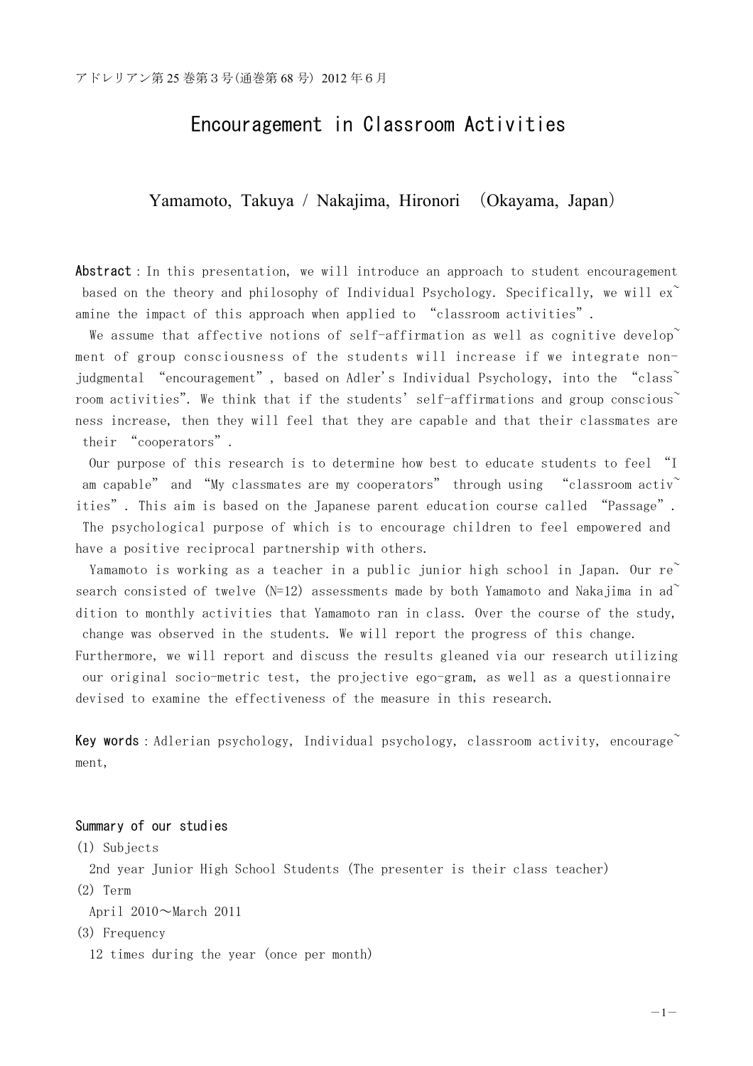# Encouragement in Classroom Activities

Yamamoto, Takuya / Nakajima, Hironori （Okayama, Japan）

**Abstract**：In this presentation, we will introduce an approach to student encouragement based on the theory and philosophy of Individual Psychology. Specifically, we will examine the impact of this approach when applied to “classroom activities”.

We assume that affective notions of self-affirmation as well as cognitive development of group consciousness of the students will increase if we integrate non-judgmental “encouragement”, based on Adler's Individual Psychology, into the “classroom activities”. We think that if the students' self-affirmations and group consciousness increase, then they will feel that they are capable and that their classmates are their “cooperators”.

Our purpose of this research is to determine how best to educate students to feel “I am capable” and “My classmates are my cooperators” through using “classroom activities”. This aim is based on the Japanese parent education course called “Passage”. The psychological purpose of which is to encourage children to feel empowered and have a positive reciprocal partnership with others.

Yamamoto is working as a teacher in a public junior high school in Japan. Our research consisted of twelve (N=12) assessments made by both Yamamoto and Nakajima in addition to monthly activities that Yamamoto ran in class. Over the course of the study, change was observed in the students. We will report the progress of this change. Furthermore, we will report and discuss the results gleaned via our research utilizing our original socio-metric test, the projective ego-gram, as well as a questionnaire devised to examine the effectiveness of the measure in this research.

**Key words**：Adlerian psychology, Individual psychology, classroom activity, encouragement,

## Summary of our studies

(1) Subjects
2nd year Junior High School Students (The presenter is their class teacher)

(2) Term
April 2010～March 2011

(3) Frequency
12 times during the year (once per month)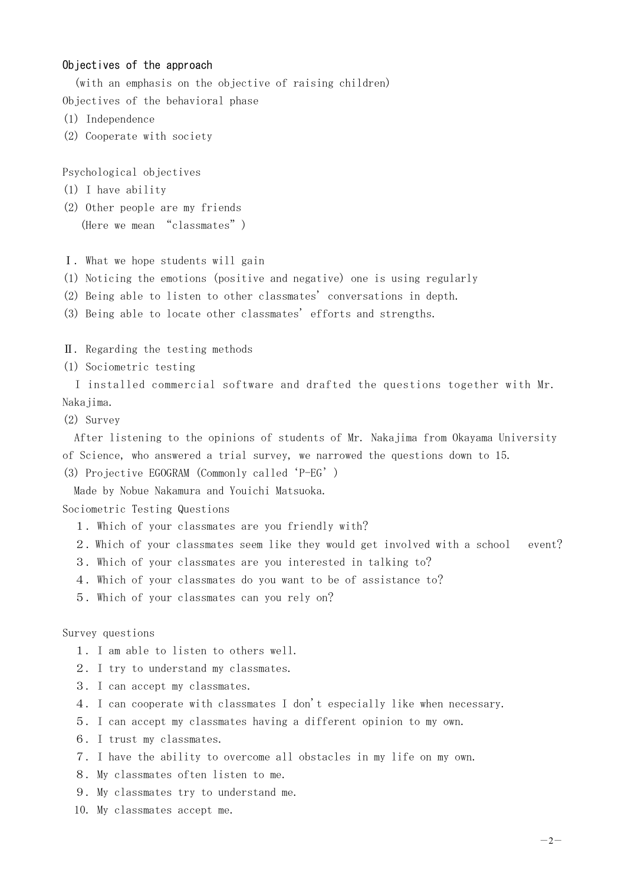Objectives of the approach

(with an emphasis on the objective of raising children)

Objectives of the behavioral phase

(1) Independence

(2) Cooperate with society

Psychological objectives

(1) I have ability

(2) Other people are my friends

(Here we mean “classmates”)

Ⅰ. What we hope students will gain

(1) Noticing the emotions (positive and negative) one is using regularly

(2) Being able to listen to other classmates' conversations in depth.

(3) Being able to locate other classmates' efforts and strengths.

Ⅱ. Regarding the testing methods

(1) Sociometric testing

I installed commercial software and drafted the questions together with Mr. Nakajima.

(2) Survey

After listening to the opinions of students of Mr. Nakajima from Okayama University of Science, who answered a trial survey, we narrowed the questions down to 15.

(3) Projective EGOGRAM (Commonly called 'P-EG')

Made by Nobue Nakamura and Youichi Matsuoka.

Sociometric Testing Questions

1. Which of your classmates are you friendly with?
2. Which of your classmates seem like they would get involved with a school event?
3. Which of your classmates are you interested in talking to?
4. Which of your classmates do you want to be of assistance to?
5. Which of your classmates can you rely on?

Survey questions

1. I am able to listen to others well.
2. I try to understand my classmates.
3. I can accept my classmates.
4. I can cooperate with classmates I don't especially like when necessary.
5. I can accept my classmates having a different opinion to my own.
6. I trust my classmates.
7. I have the ability to overcome all obstacles in my life on my own.
8. My classmates often listen to me.
9. My classmates try to understand me.
10. My classmates accept me.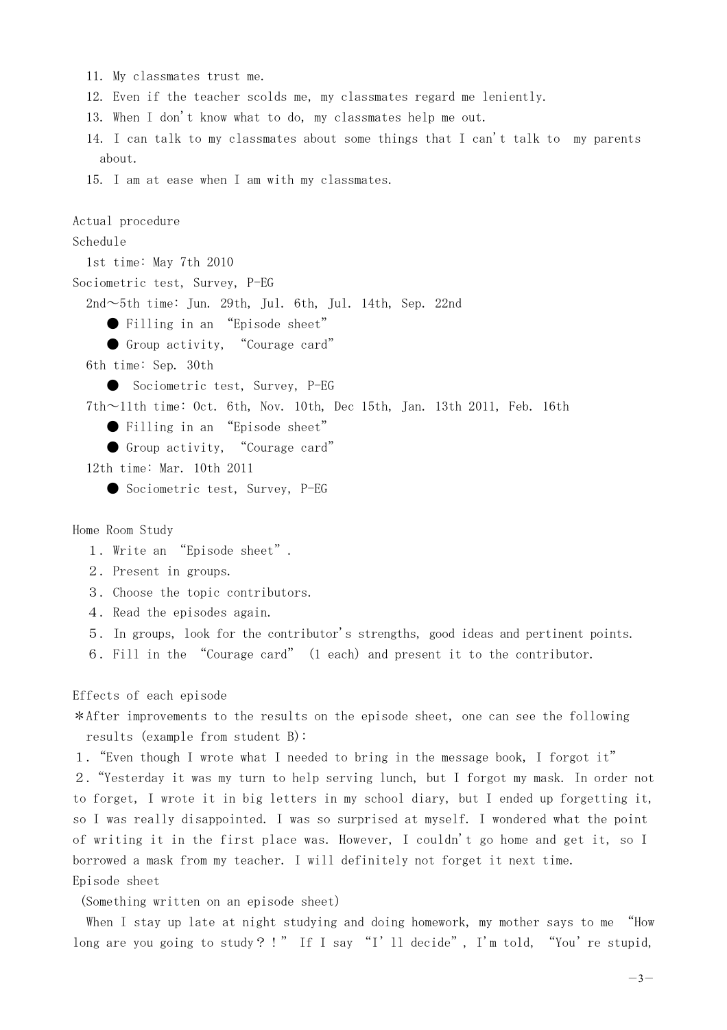11. My classmates trust me.
12. Even if the teacher scolds me, my classmates regard me leniently.
13. When I don't know what to do, my classmates help me out.
14. I can talk to my classmates about some things that I can't talk to my parents about.
15. I am at ease when I am with my classmates.

Actual procedure

Schedule

1st time: May 7th 2010

Sociometric test, Survey, P-EG

2nd～5th time: Jun. 29th, Jul. 6th, Jul. 14th, Sep. 22nd

- Filling in an "Episode sheet"
- Group activity, "Courage card"

6th time: Sep. 30th

- Sociometric test, Survey, P-EG

7th～11th time: Oct. 6th, Nov. 10th, Dec 15th, Jan. 13th 2011, Feb. 16th

- Filling in an "Episode sheet"
- Group activity, "Courage card"

12th time: Mar. 10th 2011

- Sociometric test, Survey, P-EG

Home Room Study

1. Write an "Episode sheet".
2. Present in groups.
3. Choose the topic contributors.
4. Read the episodes again.
5. In groups, look for the contributor's strengths, good ideas and pertinent points.
6. Fill in the "Courage card" (1 each) and present it to the contributor.

Effects of each episode

＊After improvements to the results on the episode sheet, one can see the following results (example from student B):

1. "Even though I wrote what I needed to bring in the message book, I forgot it"
2. "Yesterday it was my turn to help serving lunch, but I forgot my mask. In order not to forget, I wrote it in big letters in my school diary, but I ended up forgetting it, so I was really disappointed. I was so surprised at myself. I wondered what the point of writing it in the first place was. However, I couldn't go home and get it, so I borrowed a mask from my teacher. I will definitely not forget it next time.

Episode sheet

(Something written on an episode sheet)

When I stay up late at night studying and doing homework, my mother says to me "How long are you going to study？！" If I say "I'll decide", I'm told, "You're stupid,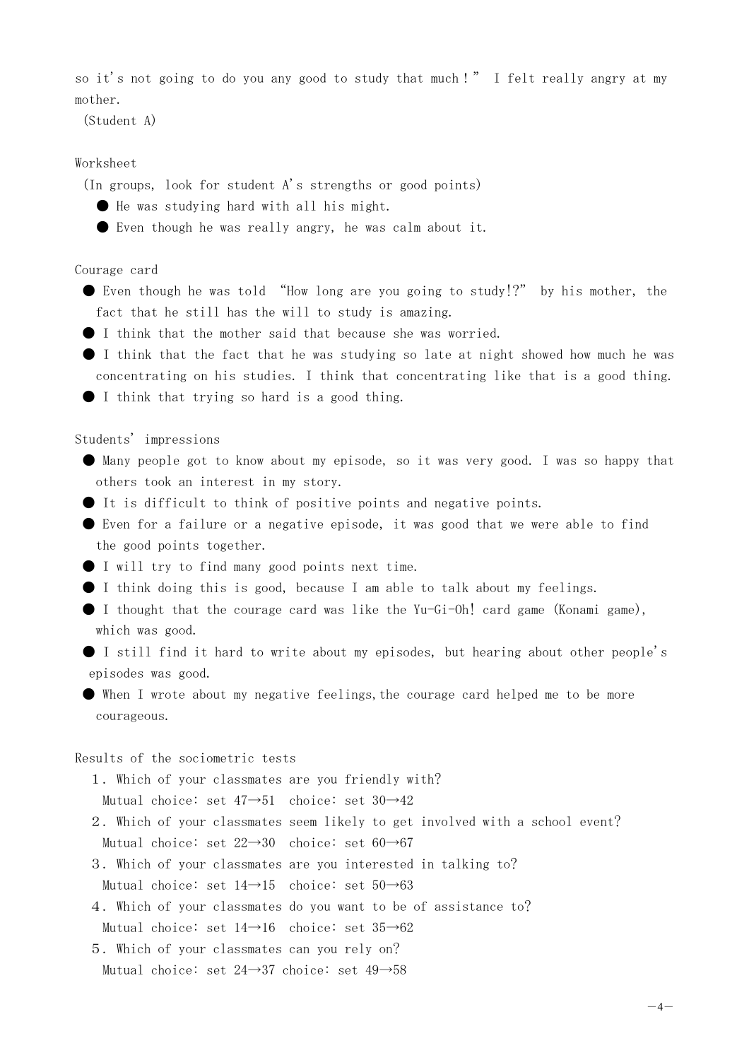so it's not going to do you any good to study that much！" I felt really angry at my mother.

(Student A)

Worksheet

(In groups, look for student A's strengths or good points)

- He was studying hard with all his might.
- Even though he was really angry, he was calm about it.

Courage card

- Even though he was told "How long are you going to study!?" by his mother, the fact that he still has the will to study is amazing.
- I think that the mother said that because she was worried.
- I think that the fact that he was studying so late at night showed how much he was concentrating on his studies. I think that concentrating like that is a good thing.
- I think that trying so hard is a good thing.

Students' impressions

- Many people got to know about my episode, so it was very good. I was so happy that others took an interest in my story.
- It is difficult to think of positive points and negative points.
- Even for a failure or a negative episode, it was good that we were able to find the good points together.
- I will try to find many good points next time.
- I think doing this is good, because I am able to talk about my feelings.
- I thought that the courage card was like the Yu-Gi-Oh! card game (Konami game), which was good.
- I still find it hard to write about my episodes, but hearing about other people's episodes was good.
- When I wrote about my negative feelings,the courage card helped me to be more courageous.

Results of the sociometric tests

1. Which of your classmates are you friendly with?
   Mutual choice: set 47→51　choice: set 30→42
2. Which of your classmates seem likely to get involved with a school event?
   Mutual choice: set 22→30　choice: set 60→67
3. Which of your classmates are you interested in talking to?
   Mutual choice: set 14→15　choice: set 50→63
4. Which of your classmates do you want to be of assistance to?
   Mutual choice: set 14→16　choice: set 35→62
5. Which of your classmates can you rely on?
   Mutual choice: set 24→37 choice: set 49→58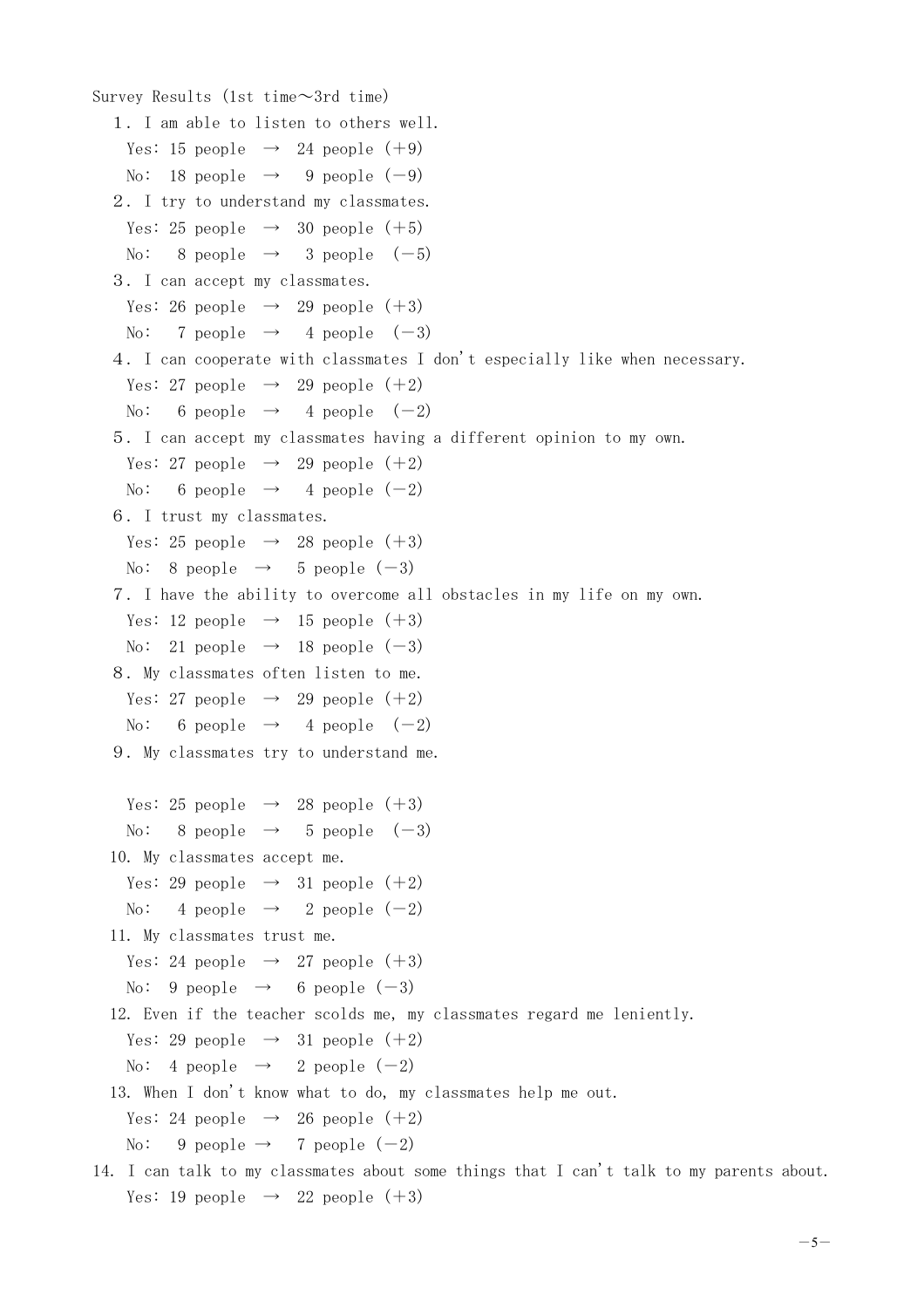Survey Results (1st time～3rd time)

1. I am able to listen to others well.
   Yes: 15 people → 24 people (+9)
   No: 18 people → 9 people (−9)
2. I try to understand my classmates.
   Yes: 25 people → 30 people (+5)
   No: 8 people → 3 people (−5)
3. I can accept my classmates.
   Yes: 26 people → 29 people (+3)
   No: 7 people → 4 people (−3)
4. I can cooperate with classmates I don't especially like when necessary.
   Yes: 27 people → 29 people (+2)
   No: 6 people → 4 people (−2)
5. I can accept my classmates having a different opinion to my own.
   Yes: 27 people → 29 people (+2)
   No: 6 people → 4 people (−2)
6. I trust my classmates.
   Yes: 25 people → 28 people (+3)
   No: 8 people → 5 people (−3)
7. I have the ability to overcome all obstacles in my life on my own.
   Yes: 12 people → 15 people (+3)
   No: 21 people → 18 people (−3)
8. My classmates often listen to me.
   Yes: 27 people → 29 people (+2)
   No: 6 people → 4 people (−2)
9. My classmates try to understand me.
   Yes: 25 people → 28 people (+3)
   No: 8 people → 5 people (−3)
10. My classmates accept me.
    Yes: 29 people → 31 people (+2)
    No: 4 people → 2 people (−2)
11. My classmates trust me.
    Yes: 24 people → 27 people (+3)
    No: 9 people → 6 people (−3)
12. Even if the teacher scolds me, my classmates regard me leniently.
    Yes: 29 people → 31 people (+2)
    No: 4 people → 2 people (−2)
13. When I don't know what to do, my classmates help me out.
    Yes: 24 people → 26 people (+2)
    No: 9 people → 7 people (−2)
14. I can talk to my classmates about some things that I can't talk to my parents about.
    Yes: 19 people → 22 people (+3)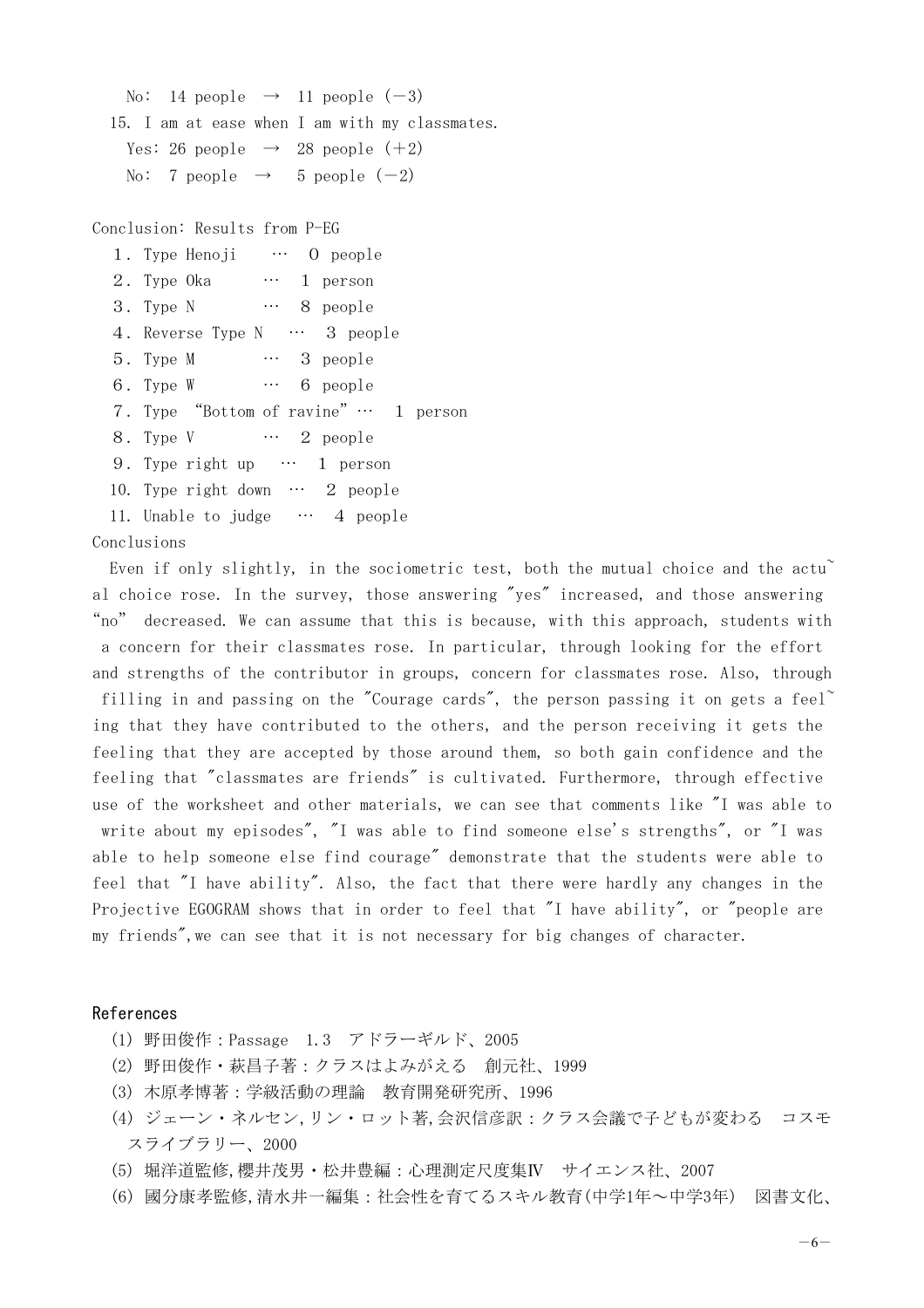No: 14 people → 11 people (−3)

15. I am at ease when I am with my classmates.

Yes: 26 people → 28 people (+2)

No: 7 people → 5 people (−2)

Conclusion: Results from P-EG

1. Type Henoji … 0 people
2. Type Oka … 1 person
3. Type N … 8 people
4. Reverse Type N … 3 people
5. Type M … 3 people
6. Type W … 6 people
7. Type "Bottom of ravine" … 1 person
8. Type V … 2 people
9. Type right up … 1 person
10. Type right down … 2 people
11. Unable to judge … 4 people

Conclusions

Even if only slightly, in the sociometric test, both the mutual choice and the actual choice rose. In the survey, those answering "yes" increased, and those answering "no" decreased. We can assume that this is because, with this approach, students with a concern for their classmates rose. In particular, through looking for the effort and strengths of the contributor in groups, concern for classmates rose. Also, through filling in and passing on the "Courage cards", the person passing it on gets a feeling that they have contributed to the others, and the person receiving it gets the feeling that they are accepted by those around them, so both gain confidence and the feeling that "classmates are friends" is cultivated. Furthermore, through effective use of the worksheet and other materials, we can see that comments like "I was able to write about my episodes", "I was able to find someone else's strengths", or "I was able to help someone else find courage" demonstrate that the students were able to feel that "I have ability". Also, the fact that there were hardly any changes in the Projective EGOGRAM shows that in order to feel that "I have ability", or "people are my friends",we can see that it is not necessary for big changes of character.

## References

(1) 野田俊作：Passage 1.3 アドラーギルド、2005

(2) 野田俊作・萩昌子著：クラスはよみがえる 創元社、1999

(3) 木原孝博著：学級活動の理論 教育開発研究所、1996

(4) ジェーン・ネルセン,リン・ロット著,会沢信彦訳：クラス会議で子どもが変わる コスモスライブラリー、2000

(5) 堀洋道監修,櫻井茂男・松井豊編：心理測定尺度集Ⅳ サイエンス社、2007

(6) 國分康孝監修,清水井一編集：社会性を育てるスキル教育(中学1年～中学3年) 図書文化、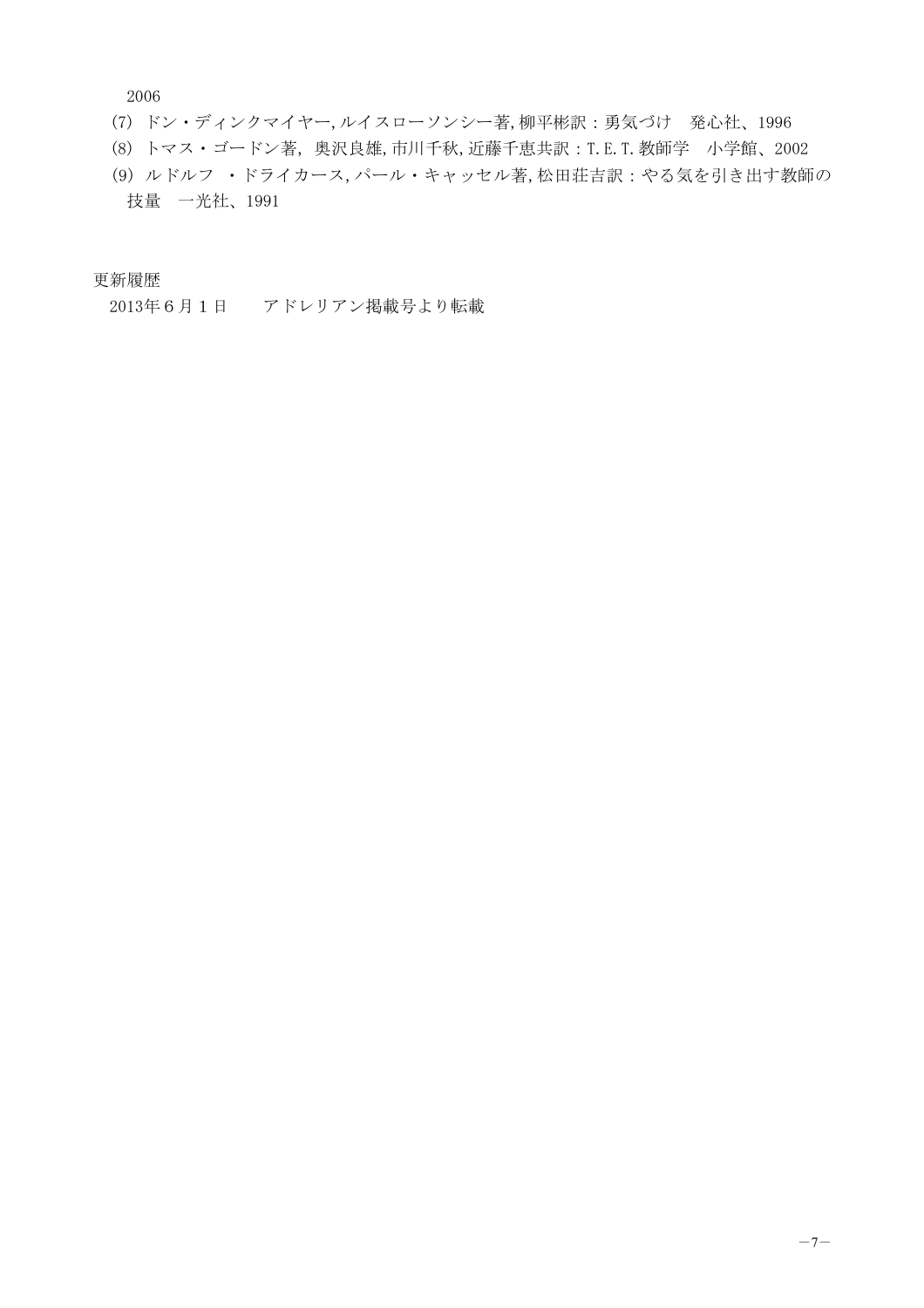2006

(7) ドン・ディンクマイヤー, ルイスローソンシー著, 柳平彬訳：勇気づけ　発心社、1996

(8) トマス・ゴードン著,  奥沢良雄, 市川千秋, 近藤千恵共訳：T. E. T. 教師学　小学館、2002

(9) ルドルフ　・ドライカース, パール・キャッセル著, 松田荘吉訳：やる気を引き出す教師の技量　一光社、1991

更新履歴

2013年６月１日　　アドレリアン掲載号より転載